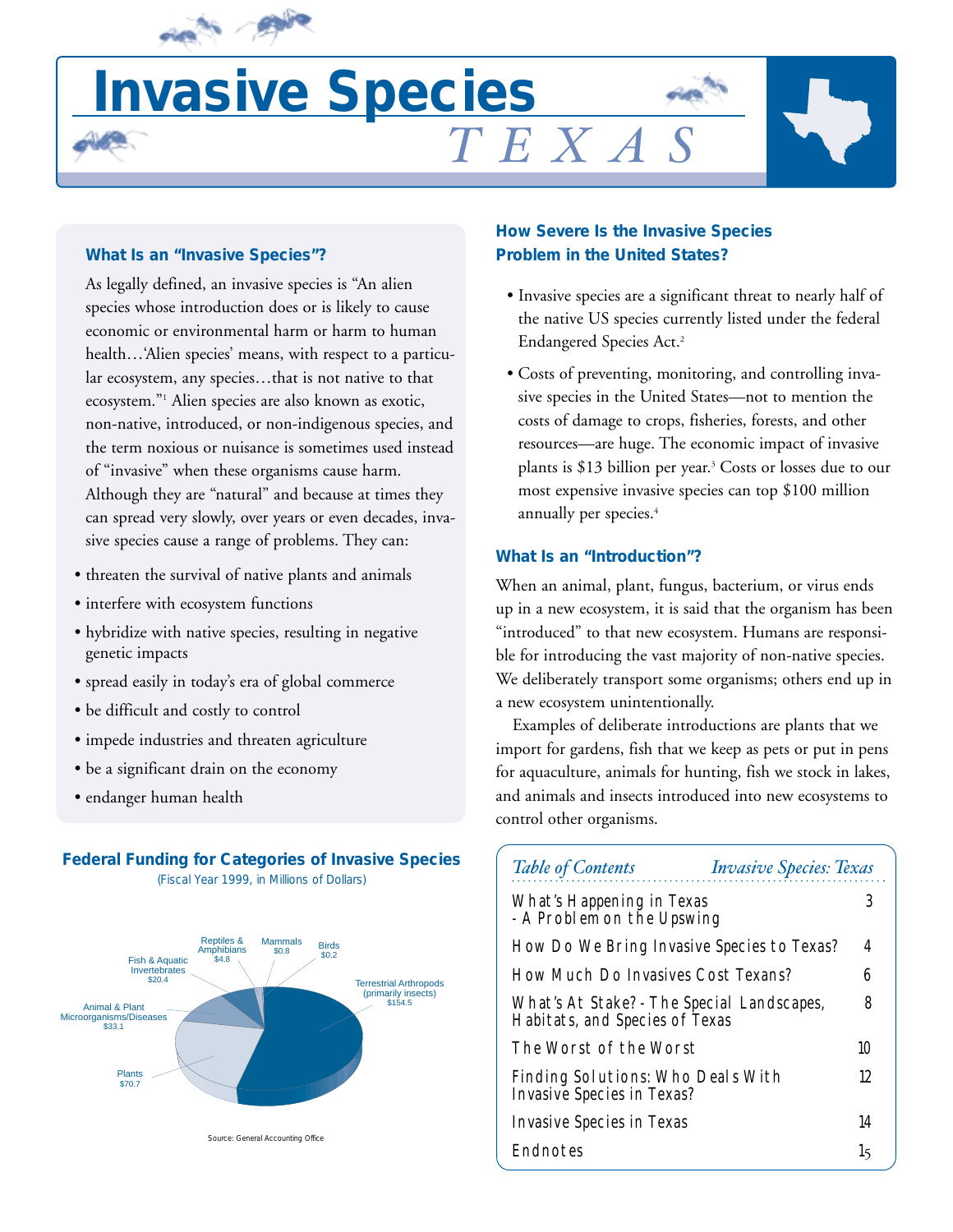# Invasive Species *TEXAS*

## What Is an "Invasive Species"?

As legally defined, an invasive species is "An alien species whose introduction does or is likely to cause economic or environmental harm or harm to human health…'Alien species' means, with respect to a particular ecosystem, any species…that is not native to that ecosystem."[1] Alien species are also known as exotic, non-native, introduced, or non-indigenous species, and the term noxious or nuisance is sometimes used instead of "invasive" when these organisms cause harm. Although they are "natural" and because at times they can spread very slowly, over years or even decades, invasive species cause a range of problems. They can:

- threaten the survival of native plants and animals
- interfere with ecosystem functions
- hybridize with native species, resulting in negative genetic impacts
- spread easily in today's era of global commerce
- be difficult and costly to control
- impede industries and threaten agriculture
- be a significant drain on the economy
- endanger human health

### Federal Funding for Categories of Invasive Species

(Fiscal Year 1999, in Millions of Dollars)

| Category | Funding |
|---|---|
| Terrestrial Arthropods (primarily insects) | $154.5 |
| Plants | $70.7 |
| Animal & Plant Microorganisms/Diseases | $33.1 |
| Fish & Aquatic Invertebrates | $20.4 |
| Reptiles & Amphibians | $4.8 |
| Mammals | $0.8 |
| Birds | $0.2 |

Source: General Accounting Office

## How Severe Is the Invasive Species Problem in the United States?

- Invasive species are a significant threat to nearly half of the native US species currently listed under the federal Endangered Species Act.[2]
- Costs of preventing, monitoring, and controlling invasive species in the United States—not to mention the costs of damage to crops, fisheries, forests, and other resources—are huge. The economic impact of invasive plants is $13 billion per year.[3] Costs or losses due to our most expensive invasive species can top $100 million annually per species.[4]

## What Is an "Introduction"?

When an animal, plant, fungus, bacterium, or virus ends up in a new ecosystem, it is said that the organism has been "introduced" to that new ecosystem. Humans are responsible for introducing the vast majority of non-native species. We deliberately transport some organisms; others end up in a new ecosystem unintentionally.

Examples of deliberate introductions are plants that we import for gardens, fish that we keep as pets or put in pens for aquaculture, animals for hunting, fish we stock in lakes, and animals and insects introduced into new ecosystems to control other organisms.

| *Table of Contents* | *Invasive Species: Texas* |
|---|---|
| What's Happening in Texas - A Problem on the Upswing | 3 |
| How Do We Bring Invasive Species to Texas? | 4 |
| How Much Do Invasives Cost Texans? | 6 |
| What's At Stake? - The Special Landscapes, Habitats, and Species of Texas | 8 |
| The Worst of the Worst | 10 |
| Finding Solutions: Who Deals With Invasive Species in Texas? | 12 |
| Invasive Species in Texas | 14 |
| Endnotes | 15 |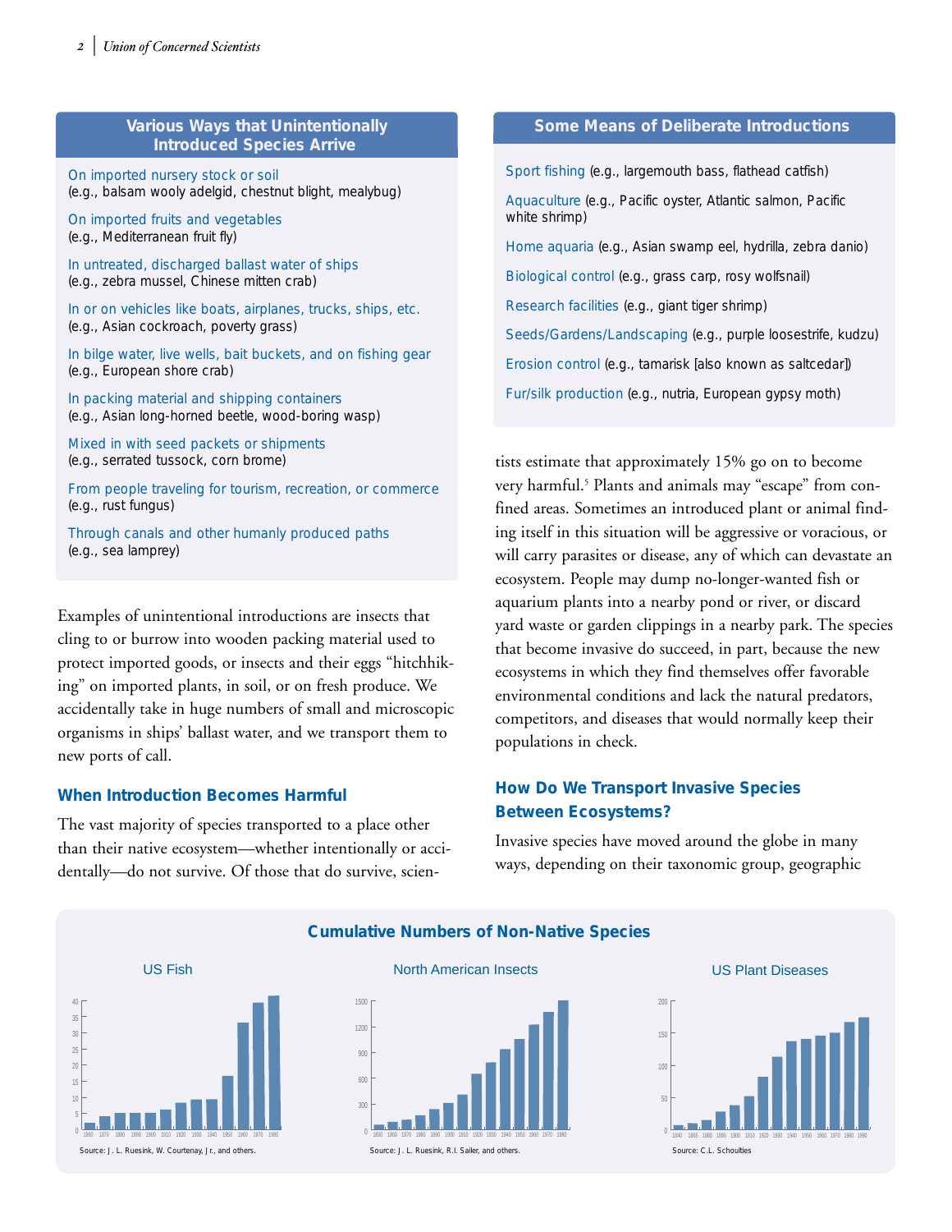## Various Ways that Unintentionally Introduced Species Arrive

On imported nursery stock or soil
(e.g., balsam wooly adelgid, chestnut blight, mealybug)

On imported fruits and vegetables
(e.g., Mediterranean fruit fly)

In untreated, discharged ballast water of ships
(e.g., zebra mussel, Chinese mitten crab)

In or on vehicles like boats, airplanes, trucks, ships, etc.
(e.g., Asian cockroach, poverty grass)

In bilge water, live wells, bait buckets, and on fishing gear
(e.g., European shore crab)

In packing material and shipping containers
(e.g., Asian long-horned beetle, wood-boring wasp)

Mixed in with seed packets or shipments
(e.g., serrated tussock, corn brome)

From people traveling for tourism, recreation, or commerce
(e.g., rust fungus)

Through canals and other humanly produced paths
(e.g., sea lamprey)

## Some Means of Deliberate Introductions

Sport fishing (e.g., largemouth bass, flathead catfish)

Aquaculture (e.g., Pacific oyster, Atlantic salmon, Pacific white shrimp)

Home aquaria (e.g., Asian swamp eel, hydrilla, zebra danio)

Biological control (e.g., grass carp, rosy wolfsnail)

Research facilities (e.g., giant tiger shrimp)

Seeds/Gardens/Landscaping (e.g., purple loosestrife, kudzu)

Erosion control (e.g., tamarisk [also known as saltcedar])

Fur/silk production (e.g., nutria, European gypsy moth)

Examples of unintentional introductions are insects that cling to or burrow into wooden packing material used to protect imported goods, or insects and their eggs "hitchhiking" on imported plants, in soil, or on fresh produce. We accidentally take in huge numbers of small and microscopic organisms in ships' ballast water, and we transport them to new ports of call.

### When Introduction Becomes Harmful

The vast majority of species transported to a place other than their native ecosystem—whether intentionally or accidentally—do not survive. Of those that do survive, scientists estimate that approximately 15% go on to become very harmful.[5] Plants and animals may "escape" from confined areas. Sometimes an introduced plant or animal finding itself in this situation will be aggressive or voracious, or will carry parasites or disease, any of which can devastate an ecosystem. People may dump no-longer-wanted fish or aquarium plants into a nearby pond or river, or discard yard waste or garden clippings in a nearby park. The species that become invasive do succeed, in part, because the new ecosystems in which they find themselves offer favorable environmental conditions and lack the natural predators, competitors, and diseases that would normally keep their populations in check.

### How Do We Transport Invasive Species Between Ecosystems?

Invasive species have moved around the globe in many ways, depending on their taxonomic group, geographic

## Cumulative Numbers of Non-Native Species

US Fish

Source: J. L. Ruesink, W. Courtenay, Jr., and others.

North American Insects

Source: J. L. Ruesink, R.I. Sailer, and others.

US Plant Diseases

Source: C.L. Schoulties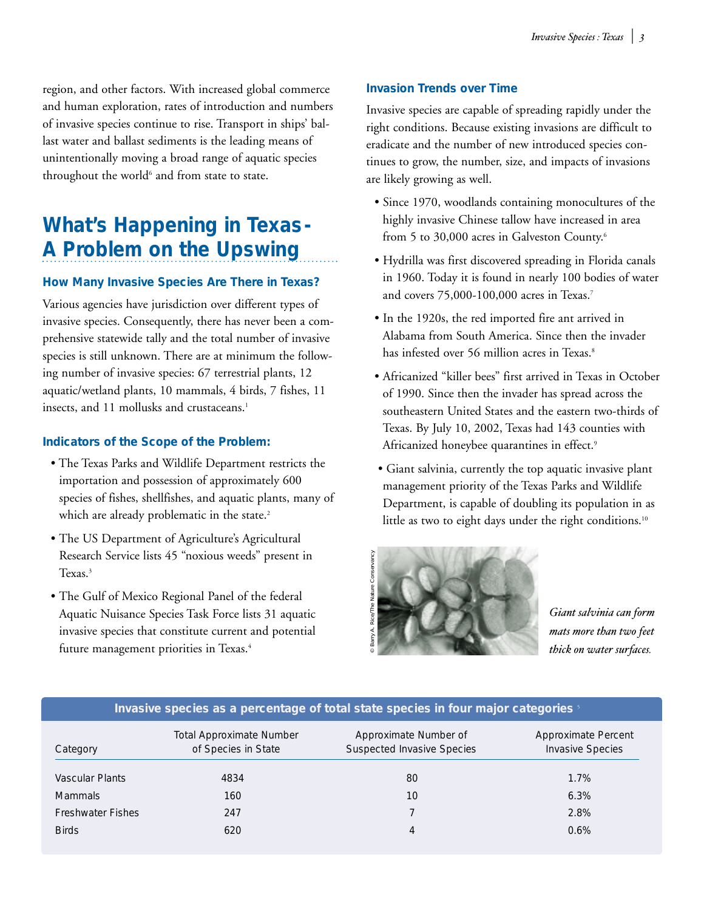region, and other factors. With increased global commerce and human exploration, rates of introduction and numbers of invasive species continue to rise. Transport in ships' ballast water and ballast sediments is the leading means of unintentionally moving a broad range of aquatic species throughout the world[6] and from state to state.

## What's Happening in Texas - A Problem on the Upswing

### How Many Invasive Species Are There in Texas?

Various agencies have jurisdiction over different types of invasive species. Consequently, there has never been a comprehensive statewide tally and the total number of invasive species is still unknown. There are at minimum the following number of invasive species: 67 terrestrial plants, 12 aquatic/wetland plants, 10 mammals, 4 birds, 7 fishes, 11 insects, and 11 mollusks and crustaceans.[1]

### Indicators of the Scope of the Problem:

- The Texas Parks and Wildlife Department restricts the importation and possession of approximately 600 species of fishes, shellfishes, and aquatic plants, many of which are already problematic in the state.[2]
- The US Department of Agriculture's Agricultural Research Service lists 45 "noxious weeds" present in Texas.[3]
- The Gulf of Mexico Regional Panel of the federal Aquatic Nuisance Species Task Force lists 31 aquatic invasive species that constitute current and potential future management priorities in Texas.[4]

### Invasion Trends over Time

Invasive species are capable of spreading rapidly under the right conditions. Because existing invasions are difficult to eradicate and the number of new introduced species continues to grow, the number, size, and impacts of invasions are likely growing as well.

- Since 1970, woodlands containing monocultures of the highly invasive Chinese tallow have increased in area from 5 to 30,000 acres in Galveston County.[6]
- Hydrilla was first discovered spreading in Florida canals in 1960. Today it is found in nearly 100 bodies of water and covers 75,000-100,000 acres in Texas.[7]
- In the 1920s, the red imported fire ant arrived in Alabama from South America. Since then the invader has infested over 56 million acres in Texas.[8]
- Africanized "killer bees" first arrived in Texas in October of 1990. Since then the invader has spread across the southeastern United States and the eastern two-thirds of Texas. By July 10, 2002, Texas had 143 counties with Africanized honeybee quarantines in effect.[9]
- Giant salvinia, currently the top aquatic invasive plant management priority of the Texas Parks and Wildlife Department, is capable of doubling its population in as little as two to eight days under the right conditions.[10]

© Barry A. Rice/The Nature Conservancy

*Giant salvinia can form mats more than two feet thick on water surfaces.*

**Invasive species as a percentage of total state species in four major categories**[5]

| Category | Total Approximate Number of Species in State | Approximate Number of Suspected Invasive Species | Approximate Percent Invasive Species |
|---|---|---|---|
| Vascular Plants | 4834 | 80 | 1.7% |
| Mammals | 160 | 10 | 6.3% |
| Freshwater Fishes | 247 | 7 | 2.8% |
| Birds | 620 | 4 | 0.6% |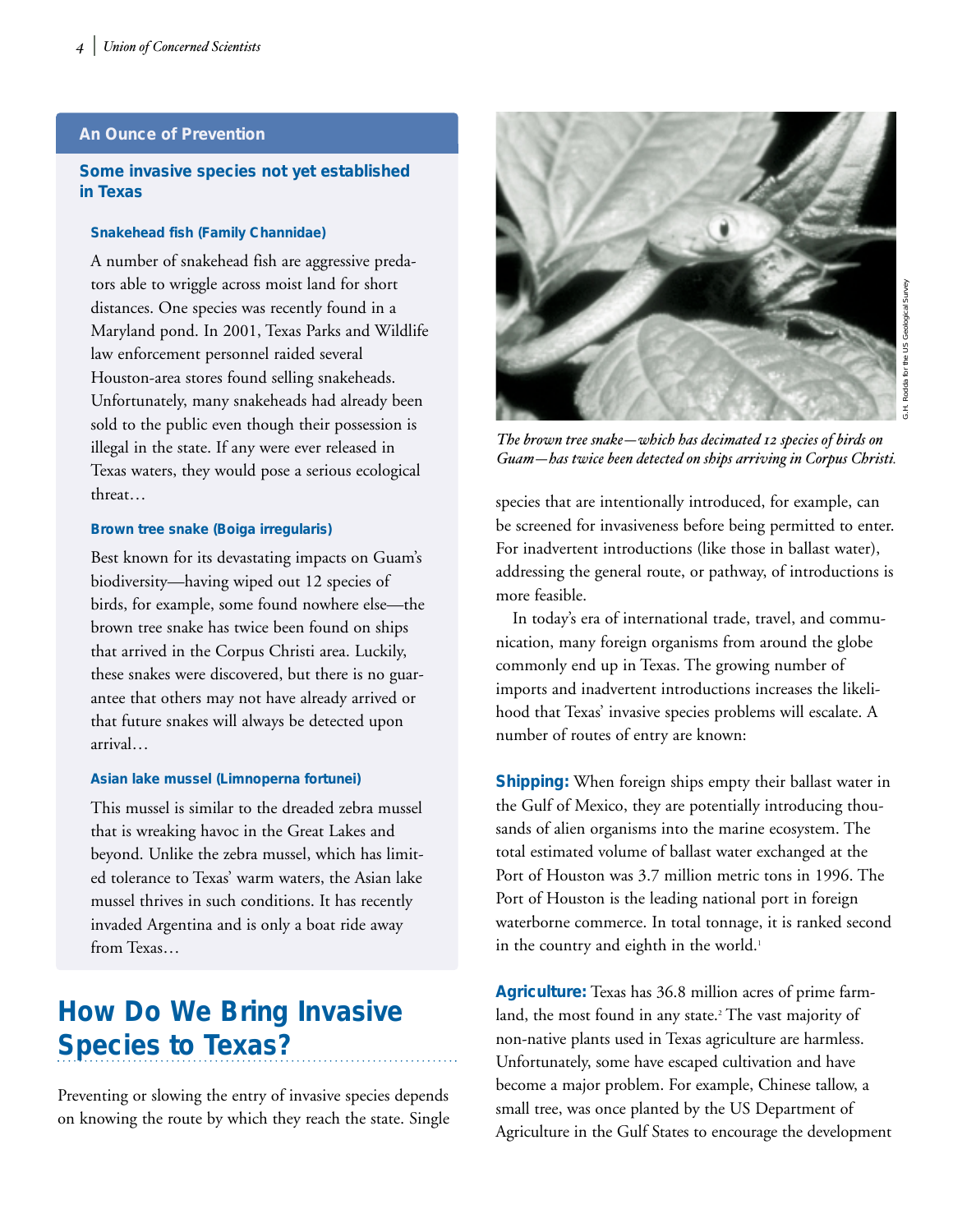## An Ounce of Prevention

### Some invasive species not yet established in Texas

#### Snakehead fish (Family Channidae)

A number of snakehead fish are aggressive predators able to wriggle across moist land for short distances. One species was recently found in a Maryland pond. In 2001, Texas Parks and Wildlife law enforcement personnel raided several Houston-area stores found selling snakeheads. Unfortunately, many snakeheads had already been sold to the public even though their possession is illegal in the state. If any were ever released in Texas waters, they would pose a serious ecological threat…

#### Brown tree snake (Boiga irregularis)

Best known for its devastating impacts on Guam's biodiversity—having wiped out 12 species of birds, for example, some found nowhere else—the brown tree snake has twice been found on ships that arrived in the Corpus Christi area. Luckily, these snakes were discovered, but there is no guarantee that others may not have already arrived or that future snakes will always be detected upon arrival…

#### Asian lake mussel (Limnoperna fortunei)

This mussel is similar to the dreaded zebra mussel that is wreaking havoc in the Great Lakes and beyond. Unlike the zebra mussel, which has limited tolerance to Texas' warm waters, the Asian lake mussel thrives in such conditions. It has recently invaded Argentina and is only a boat ride away from Texas…

*The brown tree snake—which has decimated 12 species of birds on Guam—has twice been detected on ships arriving in Corpus Christi.*

G.H. Rodda for the US Geological Survey

## How Do We Bring Invasive Species to Texas?

Preventing or slowing the entry of invasive species depends on knowing the route by which they reach the state. Single species that are intentionally introduced, for example, can be screened for invasiveness before being permitted to enter. For inadvertent introductions (like those in ballast water), addressing the general route, or pathway, of introductions is more feasible.

In today's era of international trade, travel, and communication, many foreign organisms from around the globe commonly end up in Texas. The growing number of imports and inadvertent introductions increases the likelihood that Texas' invasive species problems will escalate. A number of routes of entry are known:

**Shipping:** When foreign ships empty their ballast water in the Gulf of Mexico, they are potentially introducing thousands of alien organisms into the marine ecosystem. The total estimated volume of ballast water exchanged at the Port of Houston was 3.7 million metric tons in 1996. The Port of Houston is the leading national port in foreign waterborne commerce. In total tonnage, it is ranked second in the country and eighth in the world.[1]

**Agriculture:** Texas has 36.8 million acres of prime farmland, the most found in any state.[2] The vast majority of non-native plants used in Texas agriculture are harmless. Unfortunately, some have escaped cultivation and have become a major problem. For example, Chinese tallow, a small tree, was once planted by the US Department of Agriculture in the Gulf States to encourage the development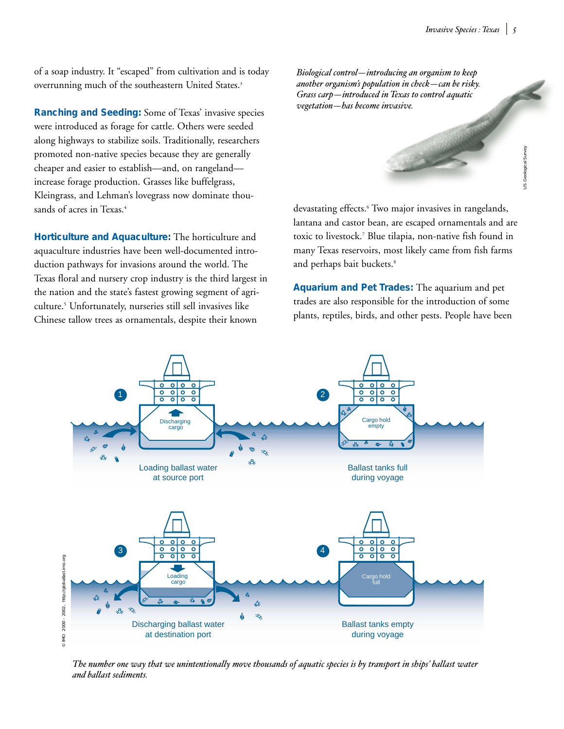of a soap industry. It "escaped" from cultivation and is today overrunning much of the southeastern United States.[3]

**Ranching and Seeding:** Some of Texas' invasive species were introduced as forage for cattle. Others were seeded along highways to stabilize soils. Traditionally, researchers promoted non-native species because they are generally cheaper and easier to establish—and, on rangeland—increase forage production. Grasses like buffelgrass, Kleingrass, and Lehman's lovegrass now dominate thousands of acres in Texas.[4]

**Horticulture and Aquaculture:** The horticulture and aquaculture industries have been well-documented introduction pathways for invasions around the world. The Texas floral and nursery crop industry is the third largest in the nation and the state's fastest growing segment of agriculture.[5] Unfortunately, nurseries still sell invasives like Chinese tallow trees as ornamentals, despite their known devastating effects.[6] Two major invasives in rangelands, lantana and castor bean, are escaped ornamentals and are toxic to livestock.[7] Blue tilapia, non-native fish found in many Texas reservoirs, most likely came from fish farms and perhaps bait buckets.[8]

*Biological control—introducing an organism to keep another organism's population in check—can be risky. Grass carp—introduced in Texas to control aquatic vegetation—has become invasive.*

US Geological Survey

**Aquarium and Pet Trades:** The aquarium and pet trades are also responsible for the introduction of some plants, reptiles, birds, and other pests. People have been

1 Discharging cargo — Loading ballast water at source port

2 Cargo hold empty — Ballast tanks full during voyage

3 Loading cargo — Discharging ballast water at destination port

4 Cargo hold full — Ballast tanks empty during voyage

© IMO 2000 - 2002, http://globallast.imo.org

*The number one way that we unintentionally move thousands of aquatic species is by transport in ships' ballast water and ballast sediments.*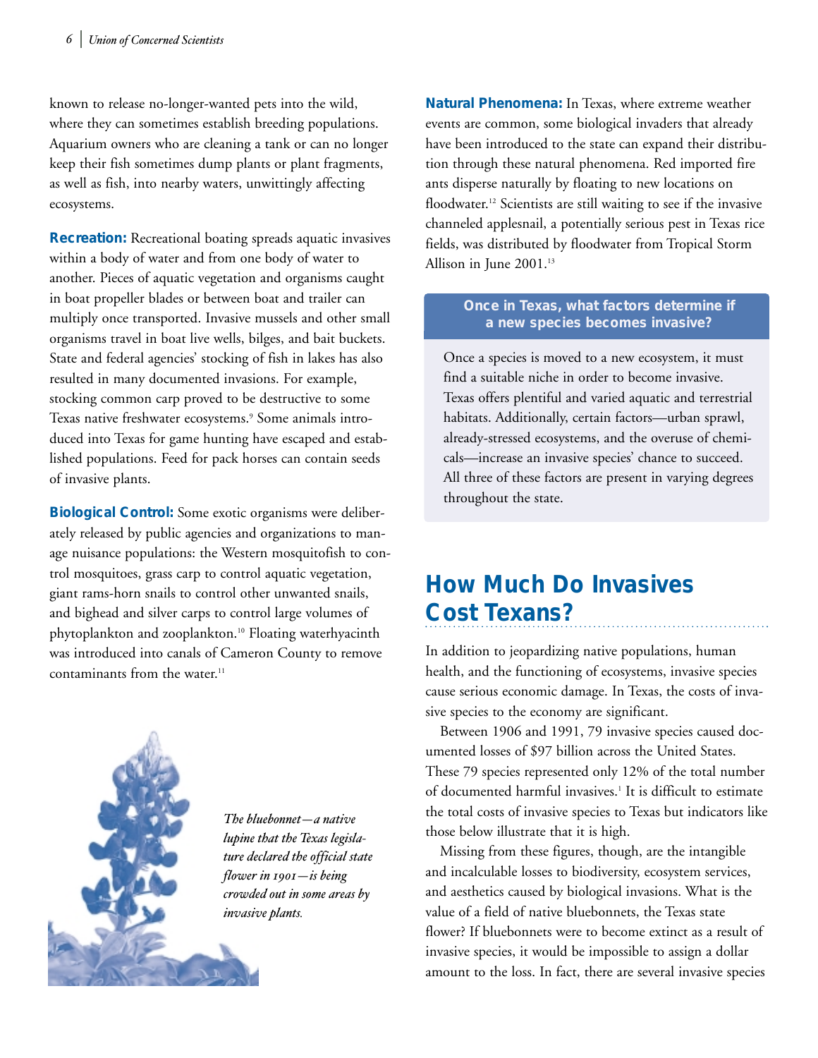known to release no-longer-wanted pets into the wild, where they can sometimes establish breeding populations. Aquarium owners who are cleaning a tank or can no longer keep their fish sometimes dump plants or plant fragments, as well as fish, into nearby waters, unwittingly affecting ecosystems.

**Recreation:** Recreational boating spreads aquatic invasives within a body of water and from one body of water to another. Pieces of aquatic vegetation and organisms caught in boat propeller blades or between boat and trailer can multiply once transported. Invasive mussels and other small organisms travel in boat live wells, bilges, and bait buckets. State and federal agencies' stocking of fish in lakes has also resulted in many documented invasions. For example, stocking common carp proved to be destructive to some Texas native freshwater ecosystems.[9] Some animals introduced into Texas for game hunting have escaped and established populations. Feed for pack horses can contain seeds of invasive plants.

**Biological Control:** Some exotic organisms were deliberately released by public agencies and organizations to manage nuisance populations: the Western mosquitofish to control mosquitoes, grass carp to control aquatic vegetation, giant rams-horn snails to control other unwanted snails, and bighead and silver carps to control large volumes of phytoplankton and zooplankton.[10] Floating waterhyacinth was introduced into canals of Cameron County to remove contaminants from the water.[11]

*The bluebonnet—a native lupine that the Texas legislature declared the official state flower in 1901—is being crowded out in some areas by invasive plants.*

**Natural Phenomena:** In Texas, where extreme weather events are common, some biological invaders that already have been introduced to the state can expand their distribution through these natural phenomena. Red imported fire ants disperse naturally by floating to new locations on floodwater.[12] Scientists are still waiting to see if the invasive channeled applesnail, a potentially serious pest in Texas rice fields, was distributed by floodwater from Tropical Storm Allison in June 2001.[13]

### Once in Texas, what factors determine if a new species becomes invasive?

Once a species is moved to a new ecosystem, it must find a suitable niche in order to become invasive. Texas offers plentiful and varied aquatic and terrestrial habitats. Additionally, certain factors—urban sprawl, already-stressed ecosystems, and the overuse of chemicals—increase an invasive species' chance to succeed. All three of these factors are present in varying degrees throughout the state.

## How Much Do Invasives Cost Texans?

In addition to jeopardizing native populations, human health, and the functioning of ecosystems, invasive species cause serious economic damage. In Texas, the costs of invasive species to the economy are significant.

Between 1906 and 1991, 79 invasive species caused documented losses of $97 billion across the United States. These 79 species represented only 12% of the total number of documented harmful invasives.[1] It is difficult to estimate the total costs of invasive species to Texas but indicators like those below illustrate that it is high.

Missing from these figures, though, are the intangible and incalculable losses to biodiversity, ecosystem services, and aesthetics caused by biological invasions. What is the value of a field of native bluebonnets, the Texas state flower? If bluebonnets were to become extinct as a result of invasive species, it would be impossible to assign a dollar amount to the loss. In fact, there are several invasive species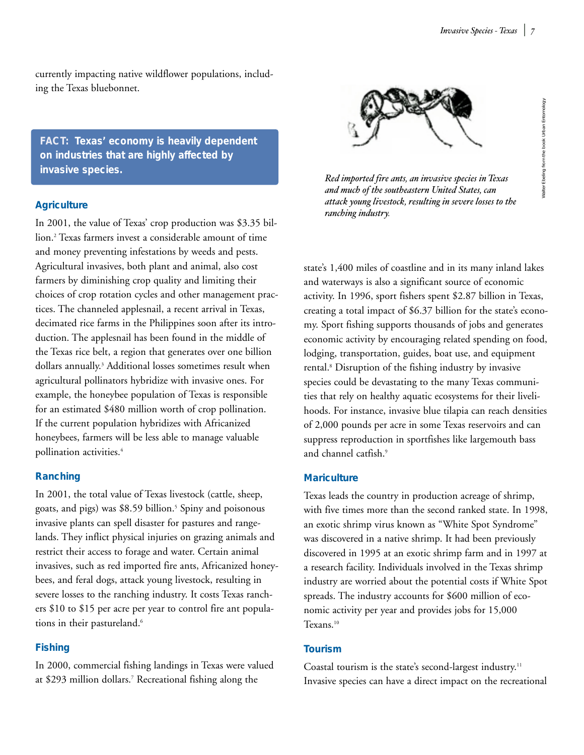currently impacting native wildflower populations, including the Texas bluebonnet.

**FACT: Texas' economy is heavily dependent on industries that are highly affected by invasive species.**

### Agriculture

In 2001, the value of Texas' crop production was $3.35 billion.[2] Texas farmers invest a considerable amount of time and money preventing infestations by weeds and pests. Agricultural invasives, both plant and animal, also cost farmers by diminishing crop quality and limiting their choices of crop rotation cycles and other management practices. The channeled applesnail, a recent arrival in Texas, decimated rice farms in the Philippines soon after its introduction. The applesnail has been found in the middle of the Texas rice belt, a region that generates over one billion dollars annually.[3] Additional losses sometimes result when agricultural pollinators hybridize with invasive ones. For example, the honeybee population of Texas is responsible for an estimated $480 million worth of crop pollination. If the current population hybridizes with Africanized honeybees, farmers will be less able to manage valuable pollination activities.[4]

### Ranching

In 2001, the total value of Texas livestock (cattle, sheep, goats, and pigs) was $8.59 billion.[5] Spiny and poisonous invasive plants can spell disaster for pastures and rangelands. They inflict physical injuries on grazing animals and restrict their access to forage and water. Certain animal invasives, such as red imported fire ants, Africanized honeybees, and feral dogs, attack young livestock, resulting in severe losses to the ranching industry. It costs Texas ranchers $10 to $15 per acre per year to control fire ant populations in their pastureland.[6]

### Fishing

In 2000, commercial fishing landings in Texas were valued at $293 million dollars.[7] Recreational fishing along the state's 1,400 miles of coastline and in its many inland lakes and waterways is also a significant source of economic activity. In 1996, sport fishers spent $2.87 billion in Texas, creating a total impact of $6.37 billion for the state's economy. Sport fishing supports thousands of jobs and generates economic activity by encouraging related spending on food, lodging, transportation, guides, boat use, and equipment rental.[8] Disruption of the fishing industry by invasive species could be devastating to the many Texas communities that rely on healthy aquatic ecosystems for their livelihoods. For instance, invasive blue tilapia can reach densities of 2,000 pounds per acre in some Texas reservoirs and can suppress reproduction in sportfishes like largemouth bass and channel catfish.[9]

*Red imported fire ants, an invasive species in Texas and much of the southeastern United States, can attack young livestock, resulting in severe losses to the ranching industry.*

Walter Ebeling from the book Urban Entomology

### Mariculture

Texas leads the country in production acreage of shrimp, with five times more than the second ranked state. In 1998, an exotic shrimp virus known as "White Spot Syndrome" was discovered in a native shrimp. It had been previously discovered in 1995 at an exotic shrimp farm and in 1997 at a research facility. Individuals involved in the Texas shrimp industry are worried about the potential costs if White Spot spreads. The industry accounts for $600 million of economic activity per year and provides jobs for 15,000 Texans.[10]

### Tourism

Coastal tourism is the state's second-largest industry.[11] Invasive species can have a direct impact on the recreational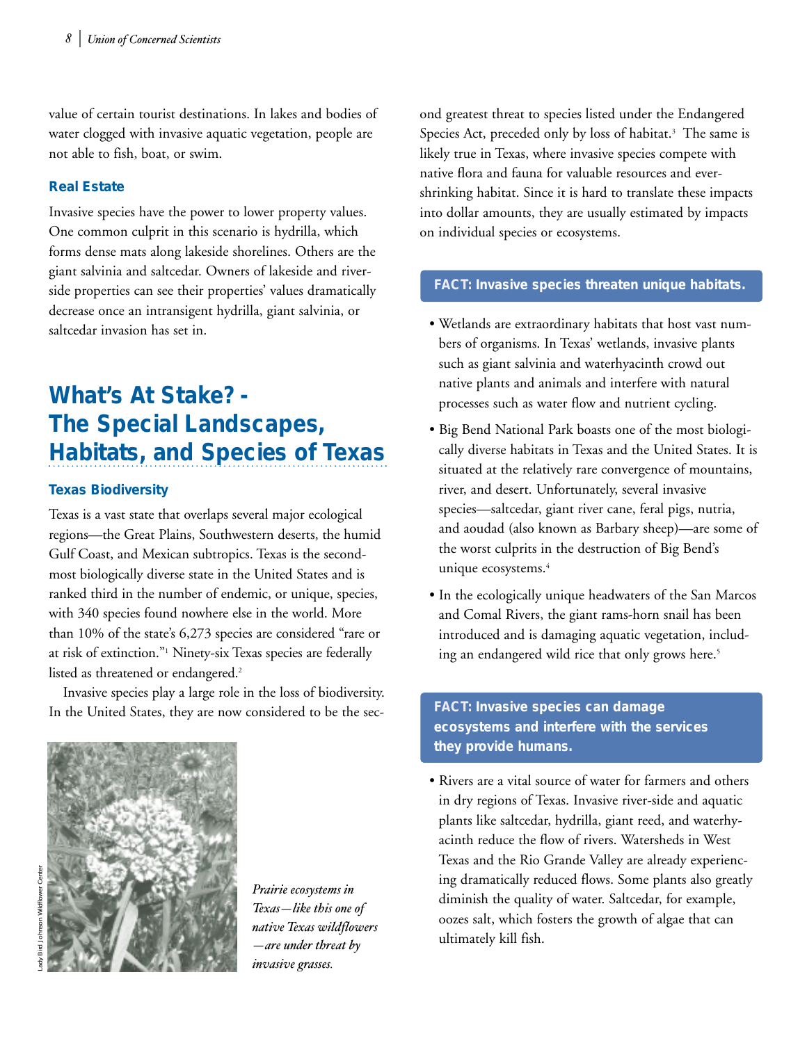value of certain tourist destinations. In lakes and bodies of water clogged with invasive aquatic vegetation, people are not able to fish, boat, or swim.

### Real Estate

Invasive species have the power to lower property values. One common culprit in this scenario is hydrilla, which forms dense mats along lakeside shorelines. Others are the giant salvinia and saltcedar. Owners of lakeside and riverside properties can see their properties' values dramatically decrease once an intransigent hydrilla, giant salvinia, or saltcedar invasion has set in.

## What's At Stake? - The Special Landscapes, Habitats, and Species of Texas

### Texas Biodiversity

Texas is a vast state that overlaps several major ecological regions—the Great Plains, Southwestern deserts, the humid Gulf Coast, and Mexican subtropics. Texas is the second-most biologically diverse state in the United States and is ranked third in the number of endemic, or unique, species, with 340 species found nowhere else in the world. More than 10% of the state's 6,273 species are considered "rare or at risk of extinction."[1] Ninety-six Texas species are federally listed as threatened or endangered.[2]

Invasive species play a large role in the loss of biodiversity. In the United States, they are now considered to be the second greatest threat to species listed under the Endangered Species Act, preceded only by loss of habitat.[3] The same is likely true in Texas, where invasive species compete with native flora and fauna for valuable resources and ever-shrinking habitat. Since it is hard to translate these impacts into dollar amounts, they are usually estimated by impacts on individual species or ecosystems.

Lady Bird Johnson Wildflower Center

*Prairie ecosystems in Texas—like this one of native Texas wildflowers—are under threat by invasive grasses.*

**FACT: Invasive species threaten unique habitats.**

- Wetlands are extraordinary habitats that host vast numbers of organisms. In Texas' wetlands, invasive plants such as giant salvinia and waterhyacinth crowd out native plants and animals and interfere with natural processes such as water flow and nutrient cycling.
- Big Bend National Park boasts one of the most biologically diverse habitats in Texas and the United States. It is situated at the relatively rare convergence of mountains, river, and desert. Unfortunately, several invasive species—saltcedar, giant river cane, feral pigs, nutria, and aoudad (also known as Barbary sheep)—are some of the worst culprits in the destruction of Big Bend's unique ecosystems.[4]
- In the ecologically unique headwaters of the San Marcos and Comal Rivers, the giant rams-horn snail has been introduced and is damaging aquatic vegetation, including an endangered wild rice that only grows here.[5]

**FACT: Invasive species can damage ecosystems and interfere with the services they provide humans.**

- Rivers are a vital source of water for farmers and others in dry regions of Texas. Invasive river-side and aquatic plants like saltcedar, hydrilla, giant reed, and waterhyacinth reduce the flow of rivers. Watersheds in West Texas and the Rio Grande Valley are already experiencing dramatically reduced flows. Some plants also greatly diminish the quality of water. Saltcedar, for example, oozes salt, which fosters the growth of algae that can ultimately kill fish.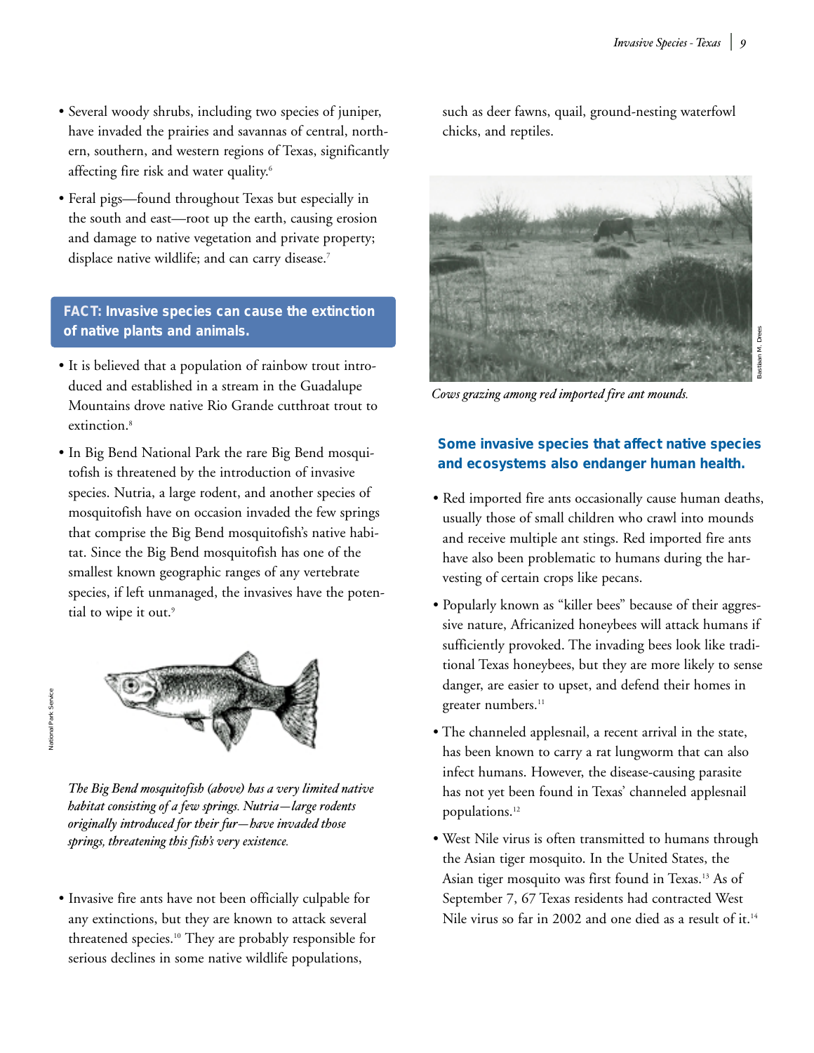- Several woody shrubs, including two species of juniper, have invaded the prairies and savannas of central, northern, southern, and western regions of Texas, significantly affecting fire risk and water quality.[6]
- Feral pigs—found throughout Texas but especially in the south and east—root up the earth, causing erosion and damage to native vegetation and private property; displace native wildlife; and can carry disease.[7]

**FACT: Invasive species can cause the extinction of native plants and animals.**

- It is believed that a population of rainbow trout introduced and established in a stream in the Guadalupe Mountains drove native Rio Grande cutthroat trout to extinction.[8]
- In Big Bend National Park the rare Big Bend mosquitofish is threatened by the introduction of invasive species. Nutria, a large rodent, and another species of mosquitofish have on occasion invaded the few springs that comprise the Big Bend mosquitofish's native habitat. Since the Big Bend mosquitofish has one of the smallest known geographic ranges of any vertebrate species, if left unmanaged, the invasives have the potential to wipe it out.[9]

National Park Service

*The Big Bend mosquitofish (above) has a very limited native habitat consisting of a few springs. Nutria—large rodents originally introduced for their fur—have invaded those springs, threatening this fish's very existence.*

- Invasive fire ants have not been officially culpable for any extinctions, but they are known to attack several threatened species.[10] They are probably responsible for serious declines in some native wildlife populations, such as deer fawns, quail, ground-nesting waterfowl chicks, and reptiles.

Bastiaan M. Drees

*Cows grazing among red imported fire ant mounds.*

**Some invasive species that affect native species and ecosystems also endanger human health.**

- Red imported fire ants occasionally cause human deaths, usually those of small children who crawl into mounds and receive multiple ant stings. Red imported fire ants have also been problematic to humans during the harvesting of certain crops like pecans.
- Popularly known as "killer bees" because of their aggressive nature, Africanized honeybees will attack humans if sufficiently provoked. The invading bees look like traditional Texas honeybees, but they are more likely to sense danger, are easier to upset, and defend their homes in greater numbers.[11]
- The channeled applesnail, a recent arrival in the state, has been known to carry a rat lungworm that can also infect humans. However, the disease-causing parasite has not yet been found in Texas' channeled applesnail populations.[12]
- West Nile virus is often transmitted to humans through the Asian tiger mosquito. In the United States, the Asian tiger mosquito was first found in Texas.[13] As of September 7, 67 Texas residents had contracted West Nile virus so far in 2002 and one died as a result of it.[14]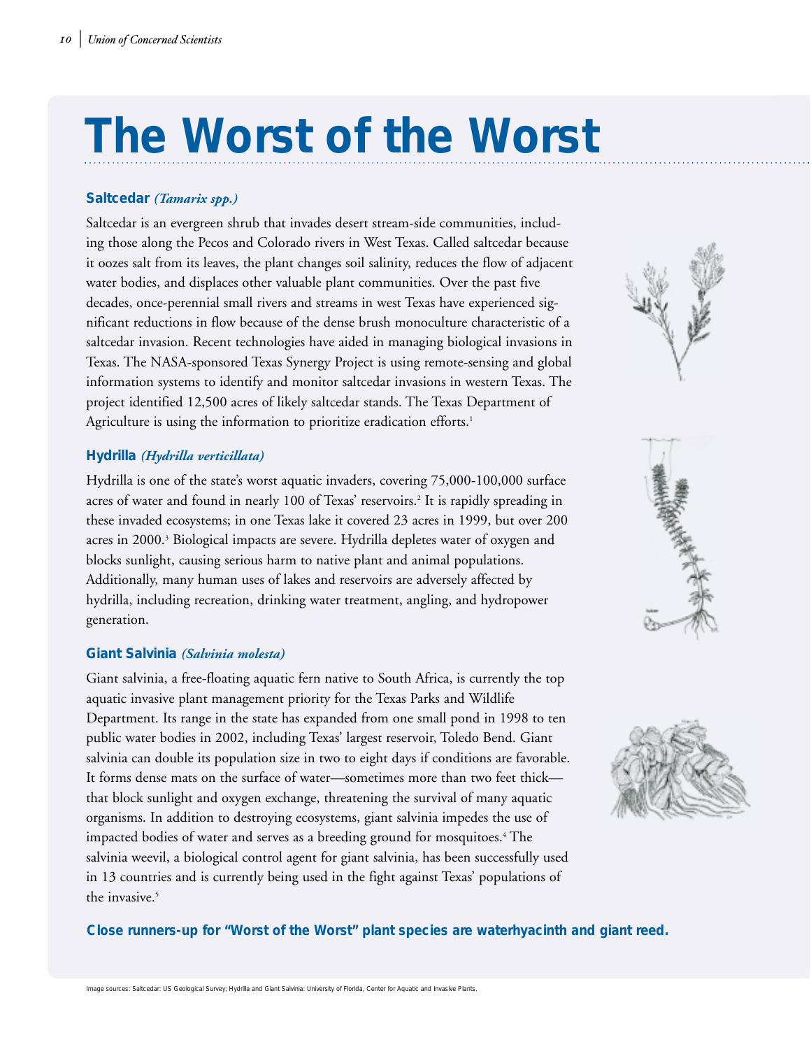# The Worst of the Worst

### Saltcedar *(Tamarix spp.)*

Saltcedar is an evergreen shrub that invades desert stream-side communities, including those along the Pecos and Colorado rivers in West Texas. Called saltcedar because it oozes salt from its leaves, the plant changes soil salinity, reduces the flow of adjacent water bodies, and displaces other valuable plant communities. Over the past five decades, once-perennial small rivers and streams in west Texas have experienced significant reductions in flow because of the dense brush monoculture characteristic of a saltcedar invasion. Recent technologies have aided in managing biological invasions in Texas. The NASA-sponsored Texas Synergy Project is using remote-sensing and global information systems to identify and monitor saltcedar invasions in western Texas. The project identified 12,500 acres of likely saltcedar stands. The Texas Department of Agriculture is using the information to prioritize eradication efforts.[1]

### Hydrilla *(Hydrilla verticillata)*

Hydrilla is one of the state's worst aquatic invaders, covering 75,000-100,000 surface acres of water and found in nearly 100 of Texas' reservoirs.[2] It is rapidly spreading in these invaded ecosystems; in one Texas lake it covered 23 acres in 1999, but over 200 acres in 2000.[3] Biological impacts are severe. Hydrilla depletes water of oxygen and blocks sunlight, causing serious harm to native plant and animal populations. Additionally, many human uses of lakes and reservoirs are adversely affected by hydrilla, including recreation, drinking water treatment, angling, and hydropower generation.

### Giant Salvinia *(Salvinia molesta)*

Giant salvinia, a free-floating aquatic fern native to South Africa, is currently the top aquatic invasive plant management priority for the Texas Parks and Wildlife Department. Its range in the state has expanded from one small pond in 1998 to ten public water bodies in 2002, including Texas' largest reservoir, Toledo Bend. Giant salvinia can double its population size in two to eight days if conditions are favorable. It forms dense mats on the surface of water—sometimes more than two feet thick—that block sunlight and oxygen exchange, threatening the survival of many aquatic organisms. In addition to destroying ecosystems, giant salvinia impedes the use of impacted bodies of water and serves as a breeding ground for mosquitoes.[4] The salvinia weevil, a biological control agent for giant salvinia, has been successfully used in 13 countries and is currently being used in the fight against Texas' populations of the invasive.[5]

**Close runners-up for "Worst of the Worst" plant species are waterhyacinth and giant reed.**

Image sources: Saltcedar: US Geological Survey; Hydrilla and Giant Salvinia: University of Florida, Center for Aquatic and Invasive Plants.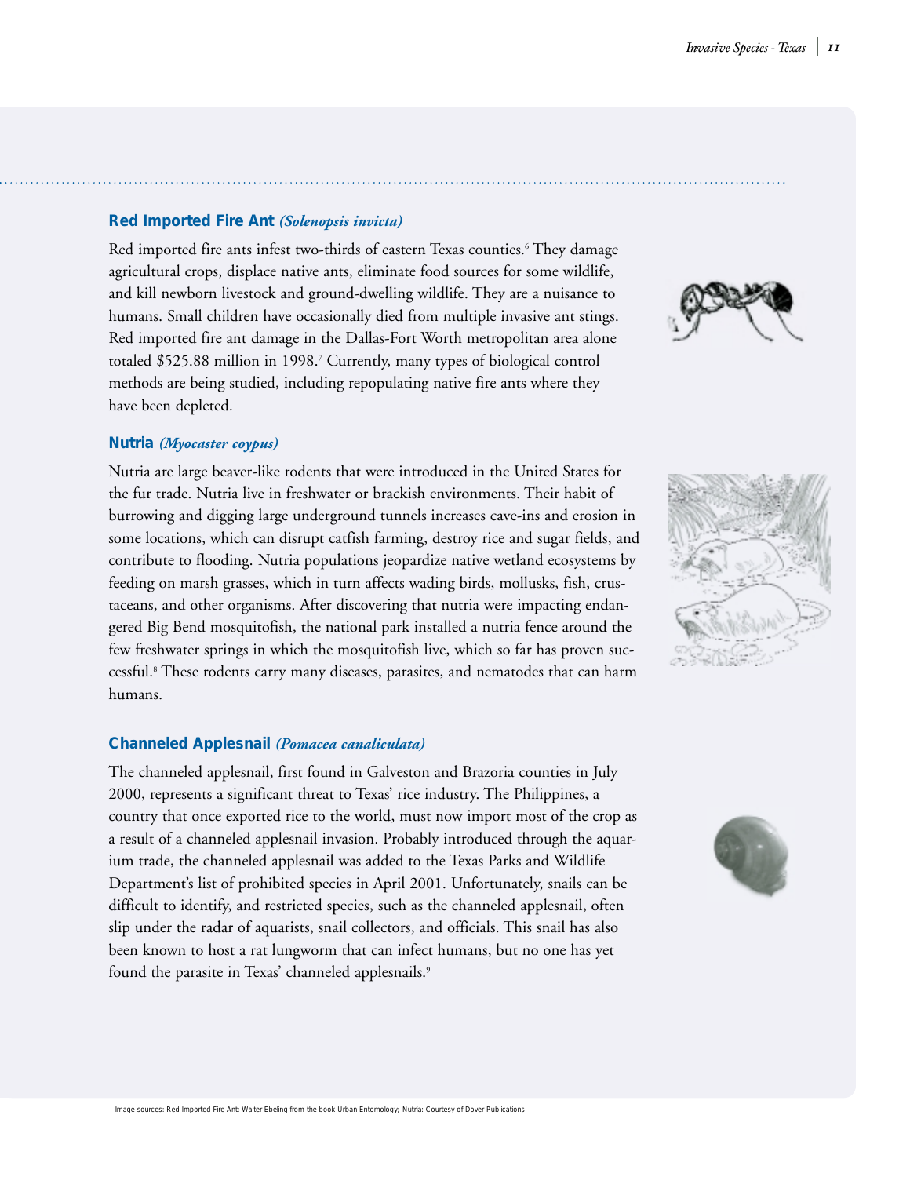### Red Imported Fire Ant *(Solenopsis invicta)*

Red imported fire ants infest two-thirds of eastern Texas counties.[6] They damage agricultural crops, displace native ants, eliminate food sources for some wildlife, and kill newborn livestock and ground-dwelling wildlife. They are a nuisance to humans. Small children have occasionally died from multiple invasive ant stings. Red imported fire ant damage in the Dallas-Fort Worth metropolitan area alone totaled $525.88 million in 1998.[7] Currently, many types of biological control methods are being studied, including repopulating native fire ants where they have been depleted.

### Nutria *(Myocaster coypus)*

Nutria are large beaver-like rodents that were introduced in the United States for the fur trade. Nutria live in freshwater or brackish environments. Their habit of burrowing and digging large underground tunnels increases cave-ins and erosion in some locations, which can disrupt catfish farming, destroy rice and sugar fields, and contribute to flooding. Nutria populations jeopardize native wetland ecosystems by feeding on marsh grasses, which in turn affects wading birds, mollusks, fish, crustaceans, and other organisms. After discovering that nutria were impacting endangered Big Bend mosquitofish, the national park installed a nutria fence around the few freshwater springs in which the mosquitofish live, which so far has proven successful.[8] These rodents carry many diseases, parasites, and nematodes that can harm humans.

### Channeled Applesnail *(Pomacea canaliculata)*

The channeled applesnail, first found in Galveston and Brazoria counties in July 2000, represents a significant threat to Texas' rice industry. The Philippines, a country that once exported rice to the world, must now import most of the crop as a result of a channeled applesnail invasion. Probably introduced through the aquarium trade, the channeled applesnail was added to the Texas Parks and Wildlife Department's list of prohibited species in April 2001. Unfortunately, snails can be difficult to identify, and restricted species, such as the channeled applesnail, often slip under the radar of aquarists, snail collectors, and officials. This snail has also been known to host a rat lungworm that can infect humans, but no one has yet found the parasite in Texas' channeled applesnails.[9]

Image sources: Red Imported Fire Ant: Walter Ebeling from the book Urban Entomology; Nutria: Courtesy of Dover Publications.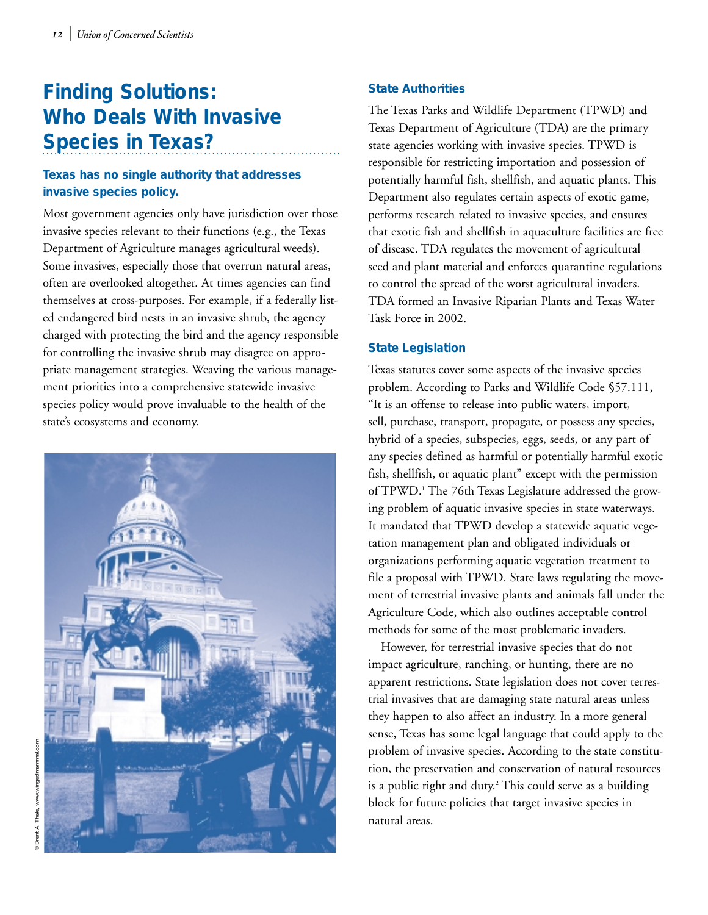# Finding Solutions: Who Deals With Invasive Species in Texas?

**Texas has no single authority that addresses invasive species policy.**

Most government agencies only have jurisdiction over those invasive species relevant to their functions (e.g., the Texas Department of Agriculture manages agricultural weeds). Some invasives, especially those that overrun natural areas, often are overlooked altogether. At times agencies can find themselves at cross-purposes. For example, if a federally listed endangered bird nests in an invasive shrub, the agency charged with protecting the bird and the agency responsible for controlling the invasive shrub may disagree on appropriate management strategies. Weaving the various management priorities into a comprehensive statewide invasive species policy would prove invaluable to the health of the state's ecosystems and economy.

© Brent A. Thale, www.wingedmammal.com

## State Authorities

The Texas Parks and Wildlife Department (TPWD) and Texas Department of Agriculture (TDA) are the primary state agencies working with invasive species. TPWD is responsible for restricting importation and possession of potentially harmful fish, shellfish, and aquatic plants. This Department also regulates certain aspects of exotic game, performs research related to invasive species, and ensures that exotic fish and shellfish in aquaculture facilities are free of disease. TDA regulates the movement of agricultural seed and plant material and enforces quarantine regulations to control the spread of the worst agricultural invaders. TDA formed an Invasive Riparian Plants and Texas Water Task Force in 2002.

## State Legislation

Texas statutes cover some aspects of the invasive species problem. According to Parks and Wildlife Code §57.111, "It is an offense to release into public waters, import, sell, purchase, transport, propagate, or possess any species, hybrid of a species, subspecies, eggs, seeds, or any part of any species defined as harmful or potentially harmful exotic fish, shellfish, or aquatic plant" except with the permission of TPWD.[1] The 76th Texas Legislature addressed the growing problem of aquatic invasive species in state waterways. It mandated that TPWD develop a statewide aquatic vegetation management plan and obligated individuals or organizations performing aquatic vegetation treatment to file a proposal with TPWD. State laws regulating the movement of terrestrial invasive plants and animals fall under the Agriculture Code, which also outlines acceptable control methods for some of the most problematic invaders.

However, for terrestrial invasive species that do not impact agriculture, ranching, or hunting, there are no apparent restrictions. State legislation does not cover terrestrial invasives that are damaging state natural areas unless they happen to also affect an industry. In a more general sense, Texas has some legal language that could apply to the problem of invasive species. According to the state constitution, the preservation and conservation of natural resources is a public right and duty.[2] This could serve as a building block for future policies that target invasive species in natural areas.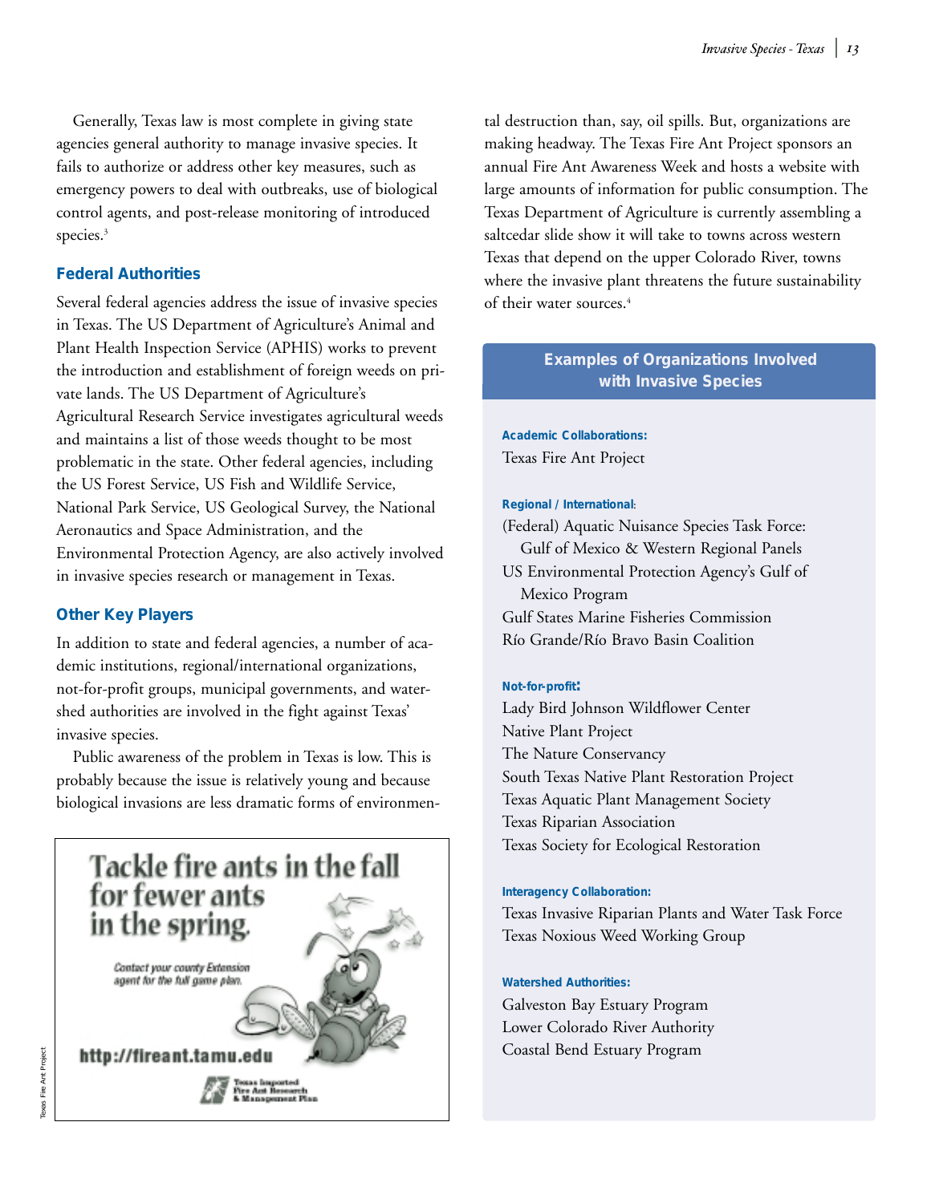Generally, Texas law is most complete in giving state agencies general authority to manage invasive species. It fails to authorize or address other key measures, such as emergency powers to deal with outbreaks, use of biological control agents, and post-release monitoring of introduced species.[3]

### Federal Authorities

Several federal agencies address the issue of invasive species in Texas. The US Department of Agriculture's Animal and Plant Health Inspection Service (APHIS) works to prevent the introduction and establishment of foreign weeds on private lands. The US Department of Agriculture's Agricultural Research Service investigates agricultural weeds and maintains a list of those weeds thought to be most problematic in the state. Other federal agencies, including the US Forest Service, US Fish and Wildlife Service, National Park Service, US Geological Survey, the National Aeronautics and Space Administration, and the Environmental Protection Agency, are also actively involved in invasive species research or management in Texas.

### Other Key Players

In addition to state and federal agencies, a number of academic institutions, regional/international organizations, not-for-profit groups, municipal governments, and watershed authorities are involved in the fight against Texas' invasive species.

Public awareness of the problem in Texas is low. This is probably because the issue is relatively young and because biological invasions are less dramatic forms of environmental destruction than, say, oil spills. But, organizations are making headway. The Texas Fire Ant Project sponsors an annual Fire Ant Awareness Week and hosts a website with large amounts of information for public consumption. The Texas Department of Agriculture is currently assembling a saltcedar slide show it will take to towns across western Texas that depend on the upper Colorado River, towns where the invasive plant threatens the future sustainability of their water sources.[4]

Tackle fire ants in the fall for fewer ants in the spring.

Contact your county Extension agent for the full game plan.

http://fireant.tamu.edu

Texas Imported Fire Ant Research & Management Plan

Texas Fire Ant Project

### Examples of Organizations Involved with Invasive Species

**Academic Collaborations:**

Texas Fire Ant Project

**Regional / International:**

(Federal) Aquatic Nuisance Species Task Force: Gulf of Mexico & Western Regional Panels
US Environmental Protection Agency's Gulf of Mexico Program
Gulf States Marine Fisheries Commission
Río Grande/Río Bravo Basin Coalition

**Not-for-profit:**

Lady Bird Johnson Wildflower Center
Native Plant Project
The Nature Conservancy
South Texas Native Plant Restoration Project
Texas Aquatic Plant Management Society
Texas Riparian Association
Texas Society for Ecological Restoration

**Interagency Collaboration:**

Texas Invasive Riparian Plants and Water Task Force
Texas Noxious Weed Working Group

**Watershed Authorities:**

Galveston Bay Estuary Program
Lower Colorado River Authority
Coastal Bend Estuary Program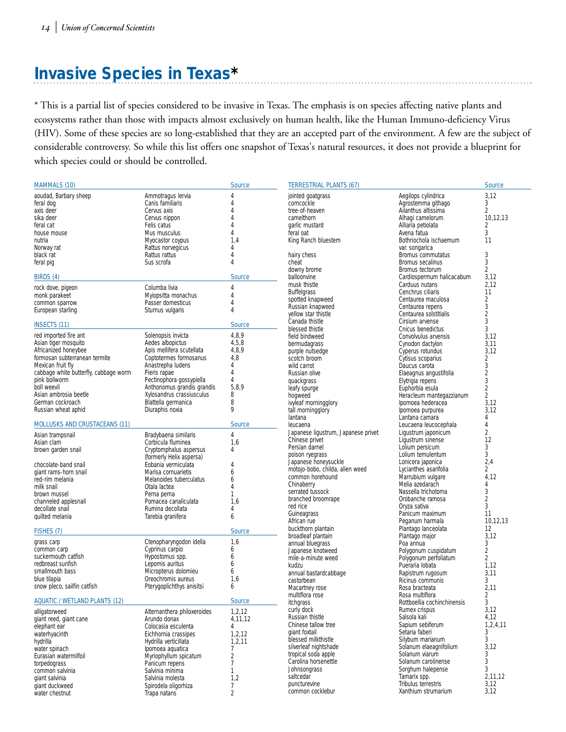# Invasive Species in Texas*

* This is a partial list of species considered to be invasive in Texas. The emphasis is on species affecting native plants and ecosystems rather than those with impacts almost exclusively on human health, like the Human Immuno-deficiency Virus (HIV). Some of these species are so long-established that they are an accepted part of the environment. A few are the subject of considerable controversy. So while this list offers one snapshot of Texas's natural resources, it does not provide a blueprint for which species could or should be controlled.

| MAMMALS (10) | | Source |
|---|---|---|
| aoudad, Barbary sheep | Ammotragus lervia | 4 |
| feral dog | Canis familiaris | 4 |
| axis deer | Cervus axis | 4 |
| sika deer | Cervus nippon | 4 |
| feral cat | Felis catus | 4 |
| house mouse | Mus musculus | 4 |
| nutria | Myocastor coypus | 1,4 |
| Norway rat | Rattus norvegicus | 4 |
| black rat | Rattus rattus | 4 |
| feral pig | Sus scrofa | 4 |

| BIRDS (4) | | Source |
|---|---|---|
| rock dove, pigeon | Columba livia | 4 |
| monk parakeet | Myiopsitta monachus | 4 |
| common sparrow | Passer domesticus | 4 |
| European starling | Sturnus vulgaris | 4 |

| INSECTS (11) | | Source |
|---|---|---|
| red imported fire ant | Solenopsis invicta | 4,8,9 |
| Asian tiger mosquito | Aedes albopictus | 4,5,8 |
| Africanized honeybee | Apis mellifera scutellata | 4,8,9 |
| formosan subterranean termite | Coptotermes formosanus | 4,8 |
| Mexican fruit fly | Anastrepha ludens | 4 |
| cabbage white butterfly, cabbage worm | Pieris rapae | 4 |
| pink bollworm | Pectinophora gossypiella | 4 |
| boll weevil | Anthonomus grandis grandis | 5,8,9 |
| Asian ambrosia beetle | Xylosandrus crassiusculus | 8 |
| German cockroach | Blattella germanica | 8 |
| Russian wheat aphid | Diuraphis noxia | 9 |

| MOLLUSKS AND CRUSTACEANS (11) | | Source |
|---|---|---|
| Asian trampsnail | Bradybaena similaris | 4 |
| Asian clam | Corbicula fluminea | 1,6 |
| brown garden snail | Cryptomphalus aspersus (formerly Helix aspersa) | 4 |
| chocolate-band snail | Eobania vermiculata | 4 |
| giant rams-horn snail | Marisa cornuarietis | 6 |
| red-rim melania | Melanoides tuberculatus | 6 |
| milk snail | Otala lactea | 4 |
| brown mussel | Perna perna | 1 |
| channeled applesnail | Pomacea canaliculata | 1,6 |
| decollate snail | Rumina decollata | 4 |
| quilted melania | Tarebia granifera | 6 |

| FISHES (7) | | Source |
|---|---|---|
| grass carp | Ctenopharyngodon idella | 1,6 |
| common carp | Cyprinus carpio | 6 |
| suckermouth catfish | Hypostomus spp. | 6 |
| redbreast sunfish | Lepomis auritus | 6 |
| smallmouth bass | Micropterus dolomieu | 6 |
| blue tilapia | Oreochromis aureus | 1,6 |
| snow pleco, sailfin catfish | Pterygoplichthys anisitsi | 6 |

| AQUATIC / WETLAND PLANTS (12) | | Source |
|---|---|---|
| alligatorweed | Alternanthera philoxeroides | 1,2,12 |
| giant reed, giant cane | Arundo donax | 4,11,12 |
| elephant ear | Colocasia esculenta | 4 |
| waterhyacinth | Eichhornia crassipes | 1,2,12 |
| hydrilla | Hydrilla verticillata | 1,2,11 |
| water spinach | Ipomoea aquatica | 7 |
| Eurasian watermilfoil | Myriophyllum spicatum | 2 |
| torpedograss | Panicum repens | 7 |
| common salvinia | Salvinia minima | 1 |
| giant salvinia | Salvinia molesta | 1,2 |
| giant duckweed | Spirodela oligorhiza | 7 |
| water chestnut | Trapa natans | 2 |

| TERRESTRIAL PLANTS (67) | | Source |
|---|---|---|
| jointed goatgrass | Aegilops cylindrica | 3,12 |
| corncockle | Agrostemma githago | 3 |
| tree-of-heaven | Ailanthus altissima | 2 |
| camelthorn | Alhagi camelorum | 10,12,13 |
| garlic mustard | Alliaria petiolata | 2 |
| feral oat | Avena fatua | 3 |
| King Ranch bluestem | Bothriochola ischaemum var. songarica | 11 |
| hairy chess | Bromus commutatus | 3 |
| cheat | Bromus secalinus | 3 |
| downy brome | Bromus tectorum | 2 |
| balloonvine | Cardiospermum halicacabum | 3,12 |
| musk thistle | Carduus nutans | 2,12 |
| Buffelgrass | Cenchrus ciliaris | 11 |
| spotted knapweed | Centaurea maculosa | 2 |
| Russian knapweed | Centaurea repens | 3 |
| yellow star thistle | Centaurea solstitialis | 2 |
| Canada thistle | Cirsium arvense | 3 |
| blessed thistle | Cnicus benedictus | 3 |
| field bindweed | Convolvulus arvensis | 3,12 |
| bermudagrass | Cynodon dactylon | 3,11 |
| purple nutsedge | Cyperus rotundus | 3,12 |
| scotch broom | Cytisus scoparius | 2 |
| wild carrot | Daucus carota | 3 |
| Russian olive | Elaeagnus angustifolia | 2 |
| quackgrass | Elytrigia repens | 3 |
| leafy spurge | Euphorbia esula | 2 |
| hogweed | Heracleum mantegazzianum | 2 |
| ivyleaf morningglory | Ipomoea hederacea | 3,12 |
| tall morningglory | Ipomoea purpurea | 3,12 |
| lantana | Lantana camara | 4 |
| leucaena | Leucaena leucocephala | 4 |
| Japanese ligustrum, Japanese privet | Ligustrum japonicum | 2 |
| Chinese privet | Ligustrum sinense | 12 |
| Persian darnel | Lolium persicum | 3 |
| poison ryegrass | Lolium temulentum | 3 |
| Japanese honeysuckle | Lonicera japonica | 2,4 |
| motojo-bobo, childa, alien weed | Lycianthes asarifolia | 2 |
| common horehound | Marrubium vulgare | 4,12 |
| Chinaberry | Melia azedarach | 4 |
| serrated tussock | Nassella trichotoma | 3 |
| branched broomrape | Orobanche ramosa | 2 |
| red rice | Oryza sativa | 3 |
| Guineagrass | Panicum maximum | 11 |
| African rue | Peganum harmala | 10,12,13 |
| buckthorn plantain | Plantago lanceolata | 12 |
| broadleaf plantain | Plantago major | 3,12 |
| annual bluegrass | Poa annua | 3 |
| Japanese knotweed | Polygonum cuspidatum | 2 |
| mile-a-minute weed | Polygonum perfoliatum | 2 |
| kudzu | Pueraria lobata | 1,12 |
| annual bastardcabbage | Rapistrum rugosum | 3,11 |
| castorbean | Ricinus communis | 3 |
| Macartney rose | Rosa bracteata | 2,11 |
| multiflora rose | Rosa multiflora | 2 |
| itchgrass | Rottboellia cochinchinensis | 3 |
| curly dock | Rumex crispus | 3,12 |
| Russian thistle | Salsola kali | 4,12 |
| Chinese tallow tree | Sapium sebiferum | 1,2,4,11 |
| giant foxtail | Setaria faberi | 3 |
| blessed milkthistle | Silybum marianum | 3 |
| silverleaf nightshade | Solanum elaeagnifolium | 3,12 |
| tropical soda apple | Solanum viarum | 3 |
| Carolina horsenettle | Solanum carolinense | 3 |
| Johnsongrass | Sorghum halepense | 3 |
| saltcedar | Tamarix spp. | 2,11,12 |
| puncturevine | Tribulus terrestris | 3,12 |
| common cocklebur | Xanthium strumarium | 3,12 |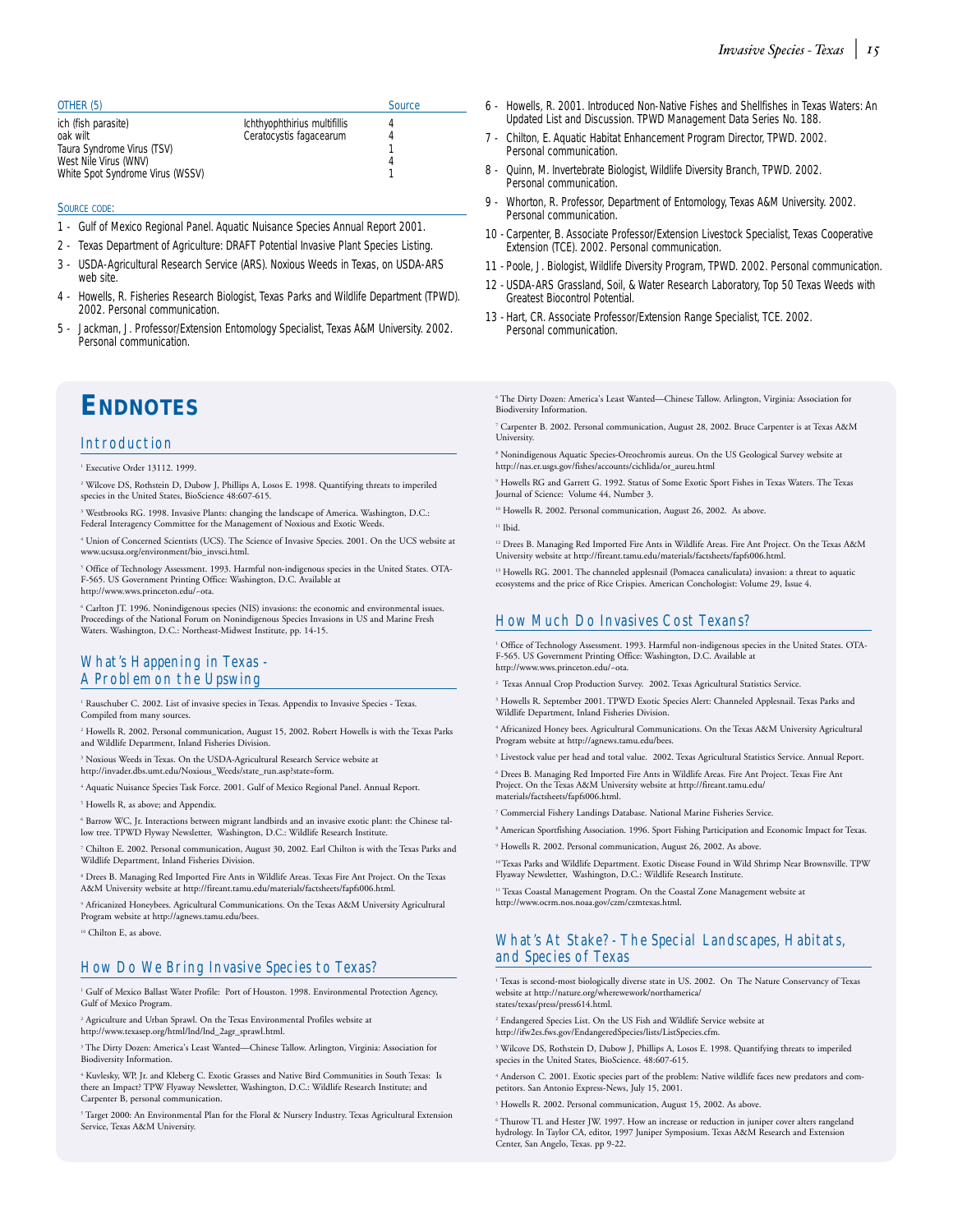| OTHER (5) | | Source |
|---|---|---|
| ich (fish parasite) | Ichthyophthirius multifillis | 4 |
| oak wilt | Ceratocystis fagacearum | 4 |
| Taura Syndrome Virus (TSV) | | 1 |
| West Nile Virus (WNV) | | 4 |
| White Spot Syndrome Virus (WSSV) | | 1 |

SOURCE CODE:

1 - Gulf of Mexico Regional Panel. Aquatic Nuisance Species Annual Report 2001.

2 - Texas Department of Agriculture: DRAFT Potential Invasive Plant Species Listing.

3 - USDA-Agricultural Research Service (ARS). Noxious Weeds in Texas, on USDA-ARS web site.

4 - Howells, R. Fisheries Research Biologist, Texas Parks and Wildlife Department (TPWD). 2002. Personal communication.

5 - Jackman, J. Professor/Extension Entomology Specialist, Texas A&M University. 2002. Personal communication.

6 - Howells, R. 2001. Introduced Non-Native Fishes and Shellfishes in Texas Waters: An Updated List and Discussion. TPWD Management Data Series No. 188.

7 - Chilton, E. Aquatic Habitat Enhancement Program Director, TPWD. 2002. Personal communication.

8 - Quinn, M. Invertebrate Biologist, Wildlife Diversity Branch, TPWD. 2002. Personal communication.

9 - Whorton, R. Professor, Department of Entomology, Texas A&M University. 2002. Personal communication.

10 - Carpenter, B. Associate Professor/Extension Livestock Specialist, Texas Cooperative Extension (TCE). 2002. Personal communication.

11 - Poole, J. Biologist, Wildlife Diversity Program, TPWD. 2002. Personal communication.

12 - USDA-ARS Grassland, Soil, & Water Research Laboratory, Top 50 Texas Weeds with Greatest Biocontrol Potential.

13 - Hart, CR. Associate Professor/Extension Range Specialist, TCE. 2002. Personal communication.

# ENDNOTES

## Introduction

[1] Executive Order 13112. 1999.

[2] Wilcove DS, Rothstein D, Dubow J, Phillips A, Losos E. 1998. Quantifying threats to imperiled species in the United States, BioScience 48:607-615.

[3] Westbrooks RG. 1998. Invasive Plants: changing the landscape of America. Washington, D.C.: Federal Interagency Committee for the Management of Noxious and Exotic Weeds.

[4] Union of Concerned Scientists (UCS). The Science of Invasive Species. 2001. On the UCS website at www.ucsusa.org/environment/bio_invsci.html.

[5] Office of Technology Assessment. 1993. Harmful non-indigenous species in the United States. OTA-F-565. US Government Printing Office: Washington, D.C. Available at http://www.wws.princeton.edu/~ota.

[6] Carlton JT. 1996. Nonindigenous species (NIS) invasions: the economic and environmental issues. Proceedings of the National Forum on Nonindigenous Species Invasions in US and Marine Fresh Waters. Washington, D.C.: Northeast-Midwest Institute, pp. 14-15.

## What's Happening in Texas - A Problem on the Upswing

[1] Rauschuber C. 2002. List of invasive species in Texas. Appendix to Invasive Species - Texas. Compiled from many sources.

[2] Howells R. 2002. Personal communication, August 15, 2002. Robert Howells is with the Texas Parks and Wildlife Department, Inland Fisheries Division.

[3] Noxious Weeds in Texas. On the USDA-Agricultural Research Service website at http://invader.dbs.umt.edu/Noxious_Weeds/state_run.asp?state=form.

[4] Aquatic Nuisance Species Task Force. 2001. Gulf of Mexico Regional Panel. Annual Report.

[5] Howells R, as above; and Appendix.

[6] Barrow WC, Jr. Interactions between migrant landbirds and an invasive exotic plant: the Chinese tallow tree. TPWD Flyway Newsletter, Washington, D.C.: Wildlife Research Institute.

[7] Chilton E. 2002. Personal communication, August 30, 2002. Earl Chilton is with the Texas Parks and Wildlife Department, Inland Fisheries Division.

[8] Drees B. Managing Red Imported Fire Ants in Wildlife Areas. Texas Fire Ant Project. On the Texas A&M University website at http://fireant.tamu.edu/materials/factsheets/fapfs006.html.

[9] Africanized Honeybees. Agricultural Communications. On the Texas A&M University Agricultural Program website at http://agnews.tamu.edu/bees.

[10] Chilton E, as above.

## How Do We Bring Invasive Species to Texas?

[1] Gulf of Mexico Ballast Water Profile: Port of Houston. 1998. Environmental Protection Agency, Gulf of Mexico Program.

[2] Agriculture and Urban Sprawl. On the Texas Environmental Profiles website at http://www.texasep.org/html/lnd/lnd_2agr_sprawl.html.

[3] The Dirty Dozen: America's Least Wanted—Chinese Tallow. Arlington, Virginia: Association for Biodiversity Information.

[4] Kuvlesky, WP, Jr. and Kleberg C. Exotic Grasses and Native Bird Communities in South Texas: Is there an Impact? TPW Flyaway Newsletter, Washington, D.C.: Wildlife Research Institute; and Carpenter B, personal communication.

[5] Target 2000: An Environmental Plan for the Floral & Nursery Industry. Texas Agricultural Extension Service, Texas A&M University.

[6] The Dirty Dozen: America's Least Wanted—Chinese Tallow. Arlington, Virginia: Association for Biodiversity Information.

[7] Carpenter B. 2002. Personal communication, August 28, 2002. Bruce Carpenter is at Texas A&M University.

[8] Nonindigenous Aquatic Species-Oreochromis aureus. On the US Geological Survey website at http://nas.er.usgs.gov/fishes/accounts/cichlida/or_aureu.html

[9] Howells RG and Garrett G. 1992. Status of Some Exotic Sport Fishes in Texas Waters. The Texas Journal of Science: Volume 44, Number 3.

[10] Howells R. 2002. Personal communication, August 26, 2002. As above.

[11] Ibid.

[12] Drees B. Managing Red Imported Fire Ants in Wildlife Areas. Fire Ant Project. On the Texas A&M University website at http://fireant.tamu.edu/materials/factsheets/fapfs006.html.

[13] Howells RG. 2001. The channeled applesnail (Pomacea canaliculata) invasion: a threat to aquatic ecosystems and the price of Rice Crispies. American Conchologist: Volume 29, Issue 4.

## How Much Do Invasives Cost Texans?

[1] Office of Technology Assessment. 1993. Harmful non-indigenous species in the United States. OTA-F-565. US Government Printing Office: Washington, D.C. Available at http://www.wws.princeton.edu/~ota.

[2] Texas Annual Crop Production Survey. 2002. Texas Agricultural Statistics Service.

[3] Howells R. September 2001. TPWD Exotic Species Alert: Channeled Applesnail. Texas Parks and Wildlife Department, Inland Fisheries Division.

[4] Africanized Honey bees. Agricultural Communications. On the Texas A&M University Agricultural Program website at http://agnews.tamu.edu/bees.

[5] Livestock value per head and total value. 2002. Texas Agricultural Statistics Service. Annual Report.

[6] Drees B. Managing Red Imported Fire Ants in Wildlife Areas. Fire Ant Project. Texas Fire Ant Project. On the Texas A&M University website at http://fireant.tamu.edu/materials/factsheets/fapfs006.html.

[7] Commercial Fishery Landings Database. National Marine Fisheries Service.

[8] American Sportfishing Association. 1996. Sport Fishing Participation and Economic Impact for Texas.

[9] Howells R. 2002. Personal communication, August 26, 2002. As above.

[10] Texas Parks and Wildlife Department. Exotic Disease Found in Wild Shrimp Near Brownsville. TPW Flyaway Newsletter, Washington, D.C.: Wildlife Research Institute.

[11] Texas Coastal Management Program. On the Coastal Zone Management website at http://www.ocrm.nos.noaa.gov/czm/czmtexas.html.

## What's At Stake? - The Special Landscapes, Habitats, and Species of Texas

[1] Texas is second-most biologically diverse state in US. 2002. On The Nature Conservancy of Texas website at http://nature.org/wherewework/northamerica/states/texas/press/press614.html.

[2] Endangered Species List. On the US Fish and Wildlife Service website at http://ifw2es.fws.gov/EndangeredSpecies/lists/ListSpecies.cfm.

[3] Wilcove DS, Rothstein D, Dubow J, Phillips A, Losos E. 1998. Quantifying threats to imperiled species in the United States, BioScience. 48:607-615.

[4] Anderson C. 2001. Exotic species part of the problem: Native wildlife faces new predators and competitors. San Antonio Express-News, July 15, 2001.

[5] Howells R. 2002. Personal communication, August 15, 2002. As above.

[6] Thurow TL and Hester JW. 1997. How an increase or reduction in juniper cover alters rangeland hydrology. In Taylor CA, editor, 1997 Juniper Symposium. Texas A&M Research and Extension Center, San Angelo, Texas. pp 9-22.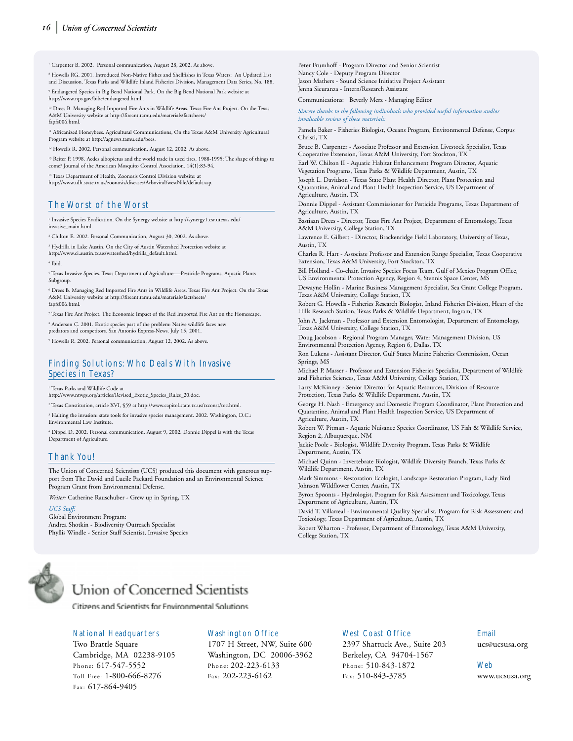[7] Carpenter B. 2002. Personal communication, August 28, 2002. As above.

[8] Howells RG. 2001. Introduced Non-Native Fishes and Shellfishes in Texas Waters: An Updated List and Discussion. Texas Parks and Wildlife Inland Fisheries Division, Management Data Series, No. 188.

[9] Endangered Species in Big Bend National Park. On the Big Bend National Park website at http://www.nps.gov/bibe/endangered.html..

[10] Drees B. Managing Red Imported Fire Ants in Wildlife Areas. Texas Fire Ant Project. On the Texas A&M University website at http://fireant.tamu.edu/materials/factsheets/fapfs006.html.

[11] Africanized Honeybees. Agricultural Communications, On the Texas A&M University Agricultural Program website at http://agnews.tamu.edu/bees.

[12] Howells R. 2002. Personal communication, August 12, 2002. As above.

[13] Reiter P. 1998. Aedes albopictus and the world trade in used tires, 1988-1995: The shape of things to come? Journal of the American Mosquito Control Association. 14(1):83-94.

[14] Texas Department of Health, Zoonosis Control Division website: at http://www.tdh.state.tx.us/zoonosis/diseases/Arboviral/westNile/default.asp.

## The Worst of the Worst

[1] Invasive Species Eradication. On the Synergy website at http://synergy1.csr.utexas.edu/invasive_main.html.

[2] Chilton E. 2002. Personal Communication, August 30, 2002. As above.

[3] Hydrilla in Lake Austin. On the City of Austin Watershed Protection website at http://www.ci.austin.tx.us/watershed/hydrilla_default.html.

[4] Ibid.

[5] Texas Invasive Species. Texas Department of Agriculture—Pesticide Programs, Aquatic Plants Subgroup.

[6] Drees B. Managing Red Imported Fire Ants in Wildlife Areas. Texas Fire Ant Project. On the Texas A&M University website at http://fireant.tamu.edu/materials/factsheets/fapfs006.html.

[7] Texas Fire Ant Project. The Economic Impact of the Red Imported Fire Ant on the Homescape.

[8] Anderson C. 2001. Exotic species part of the problem: Native wildlife faces new predators and competitors. San Antonio Express-News. July 15, 2001.

[9] Howells R. 2002. Personal communication, August 12, 2002. As above.

## Finding Solutions: Who Deals With Invasive Species in Texas?

[1] Texas Parks and Wildlife Code at http://www.ntwgs.org/articles/Revised_Exotic_Species_Rules_20.doc.

[2] Texas Constitution, article XVI, §59 at http://www.capitol.state.tx.us/txconst/toc.html.

[3] Halting the invasion: state tools for invasive species management. 2002. Washington, D.C.: Environmental Law Institute.

[4] Dippel D. 2002. Personal communication, August 9, 2002. Donnie Dippel is with the Texas Department of Agriculture.

## Thank You!

The Union of Concerned Scientists (UCS) produced this document with generous support from The David and Lucile Packard Foundation and an Environmental Science Program Grant from Environmental Defense.

*Writer:* Catherine Rauschuber - Grew up in Spring, TX

*UCS Staff:*

Global Environment Program:
Andrea Shotkin - Biodiversity Outreach Specialist
Phyllis Windle - Senior Staff Scientist, Invasive Species
Peter Frumhoff - Program Director and Senior Scientist
Nancy Cole - Deputy Program Director
Jason Mathers - Sound Science Initiative Project Assistant
Jenna Sicuranza - Intern/Research Assistant

Communications: Beverly Merz - Managing Editor

*Sincere thanks to the following individuals who provided useful information and/or invaluable review of these materials:*

Pamela Baker - Fisheries Biologist, Oceans Program, Environmental Defense, Corpus Christi, TX

Bruce B. Carpenter - Associate Professor and Extension Livestock Specialist, Texas Cooperative Extension, Texas A&M University, Fort Stockton, TX

Earl W. Chilton II - Aquatic Habitat Enhancement Program Director, Aquatic Vegetation Programs, Texas Parks & Wildlife Department, Austin, TX

Joseph L. Davidson - Texas State Plant Health Director, Plant Protection and Quarantine, Animal and Plant Health Inspection Service, US Department of Agriculture, Austin, TX

Donnie Dippel - Assistant Commissioner for Pesticide Programs, Texas Department of Agriculture, Austin, TX

Bastiaan Drees - Director, Texas Fire Ant Project, Department of Entomology, Texas A&M University, College Station, TX

Lawrence E. Gilbert - Director, Brackenridge Field Laboratory, University of Texas, Austin, TX

Charles R. Hart - Associate Professor and Extension Range Specialist, Texas Cooperative Extension, Texas A&M University, Fort Stockton, TX

Bill Holland - Co-chair, Invasive Species Focus Team, Gulf of Mexico Program Office, US Environmental Protection Agency, Region 4, Stennis Space Center, MS

Dewayne Hollin - Marine Business Management Specialist, Sea Grant College Program, Texas A&M University, College Station, TX

Robert G. Howells - Fisheries Research Biologist, Inland Fisheries Division, Heart of the Hills Research Station, Texas Parks & Wildlife Department, Ingram, TX

John A. Jackman - Professor and Extension Entomologist, Department of Entomology, Texas A&M University, College Station, TX

Doug Jacobson - Regional Program Manager, Water Management Division, US Environmental Protection Agency, Region 6, Dallas, TX

Ron Lukens - Assistant Director, Gulf States Marine Fisheries Commission, Ocean Springs, MS

Michael P. Masser - Professor and Extension Fisheries Specialist, Department of Wildlife and Fisheries Sciences, Texas A&M University, College Station, TX

Larry McKinney - Senior Director for Aquatic Resources, Division of Resource Protection, Texas Parks & Wildlife Department, Austin, TX

George H. Nash - Emergency and Domestic Program Coordinator, Plant Protection and Quarantine, Animal and Plant Health Inspection Service, US Department of Agriculture, Austin, TX

Robert W. Pitman - Aquatic Nuisance Species Coordinator, US Fish & Wildlife Service, Region 2, Albuquerque, NM

Jackie Poole - Biologist, Wildlife Diversity Program, Texas Parks & Wildlife Department, Austin, TX

Michael Quinn - Invertebrate Biologist, Wildlife Diversity Branch, Texas Parks & Wildlife Department, Austin, TX

Mark Simmons - Restoration Ecologist, Landscape Restoration Program, Lady Bird Johnson Wildflower Center, Austin, TX

Byron Spoonts - Hydrologist, Program for Risk Assessment and Toxicology, Texas Department of Agriculture, Austin, TX

David T. Villarreal - Environmental Quality Specialist, Program for Risk Assessment and Toxicology, Texas Department of Agriculture, Austin, TX

Robert Wharton - Professor, Department of Entomology, Texas A&M University, College Station, TX

# Union of Concerned Scientists

Citizens and Scientists for Environmental Solutions

**National Headquarters**
Two Brattle Square
Cambridge, MA 02238-9105
Phone: 617-547-5552
Toll Free: 1-800-666-8276
Fax: 617-864-9405

**Washington Office**
1707 H Street, NW, Suite 600
Washington, DC 20006-3962
Phone: 202-223-6133
Fax: 202-223-6162

**West Coast Office**
2397 Shattuck Ave., Suite 203
Berkeley, CA 94704-1567
Phone: 510-843-1872
Fax: 510-843-3785

**Email**
ucs@ucsusa.org

**Web**
www.ucsusa.org